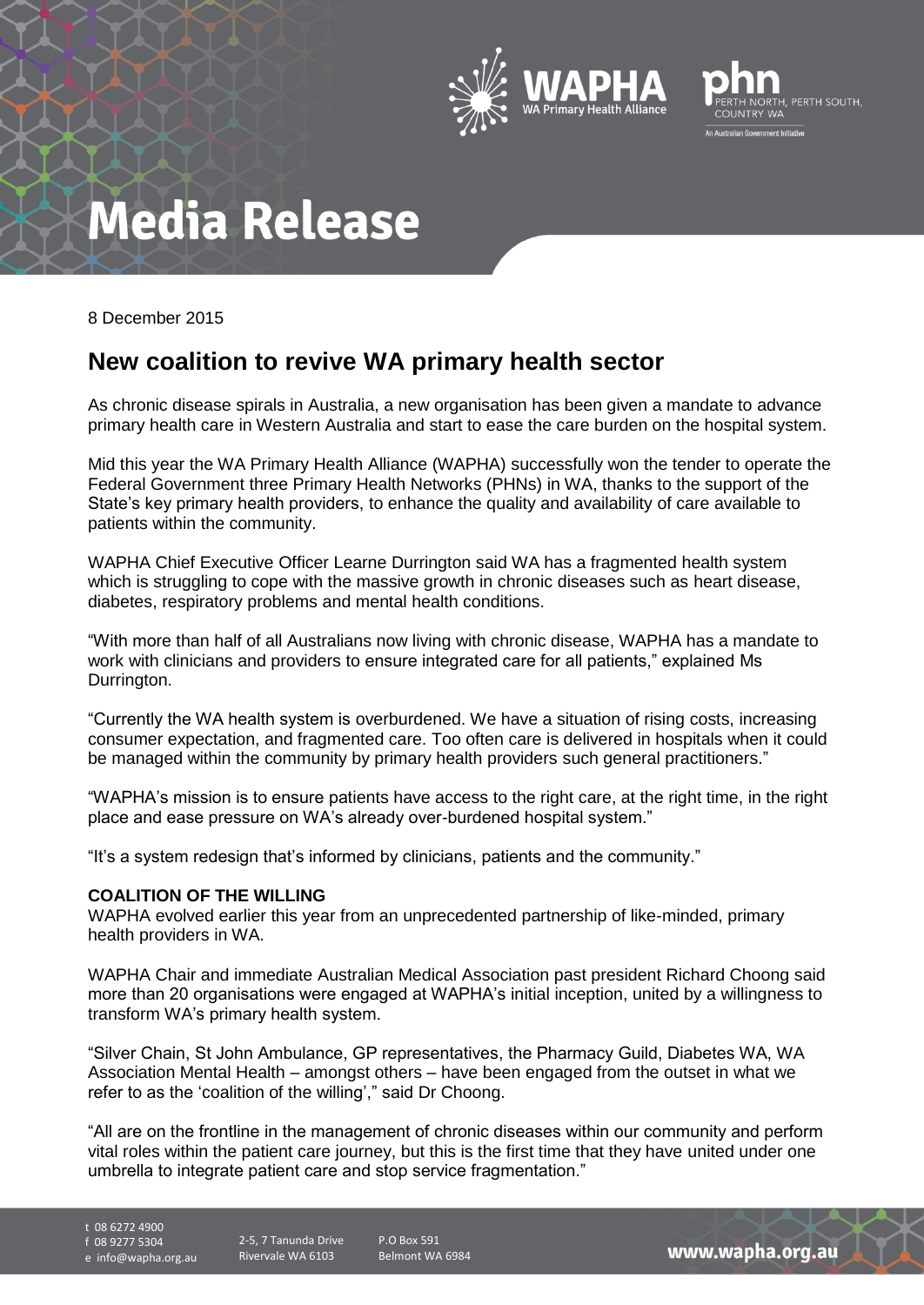# Media Release

8 December 2015

## New coalition to revive WA primary health sector

As chronic disease spirals in Australia, a new organisation has been given a mandate to advance primary health care in Western Australia and start to ease the care burden on the hospital system.

Mid this year the WA Primary Health Alliance (WAPHA) successfully won the tender to operate the Federal Government three Primary Health Networks (PHNs) in WA, thanks to the support of the State's key primary health providers, to enhance the quality and availability of care available to patients within the community.

WAPHA Chief Executive Officer Learne Durrington said WA has a fragmented health system which is struggling to cope with the massive growth in chronic diseases such as heart disease, diabetes, respiratory problems and mental health conditions.

"With more than half of all Australians now living with chronic disease, WAPHA has a mandate to work with clinicians and providers to ensure integrated care for all patients," explained Ms Durrington.

"Currently the WA health system is overburdened. We have a situation of rising costs, increasing consumer expectation, and fragmented care. Too often care is delivered in hospitals when it could be managed within the community by primary health providers such general practitioners."

"WAPHA's mission is to ensure patients have access to the right care, at the right time, in the right place and ease pressure on WA's already over-burdened hospital system."

"It's a system redesign that's informed by clinicians, patients and the community."

**COALITION OF THE WILLING**

WAPHA evolved earlier this year from an unprecedented partnership of like-minded, primary health providers in WA.

WAPHA Chair and immediate Australian Medical Association past president Richard Choong said more than 20 organisations were engaged at WAPHA's initial inception, united by a willingness to transform WA's primary health system.

"Silver Chain, St John Ambulance, GP representatives, the Pharmacy Guild, Diabetes WA, WA Association Mental Health – amongst others – have been engaged from the outset in what we refer to as the 'coalition of the willing'," said Dr Choong.

"All are on the frontline in the management of chronic diseases within our community and perform vital roles within the patient care journey, but this is the first time that they have united under one umbrella to integrate patient care and stop service fragmentation."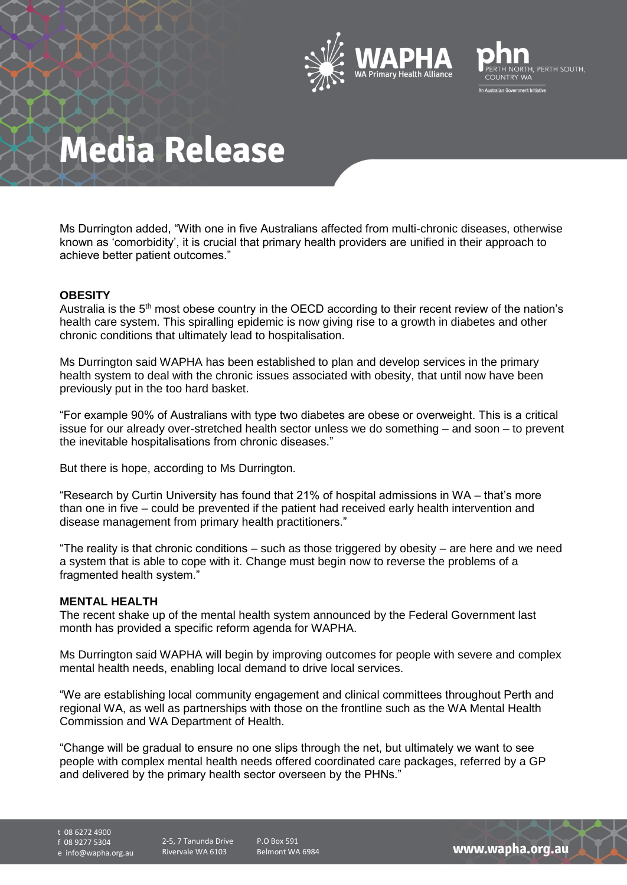Ms Durrington added, "With one in five Australians affected from multi-chronic diseases, otherwise known as 'comorbidity', it is crucial that primary health providers are unified in their approach to achieve better patient outcomes."

**OBESITY**

Australia is the 5th most obese country in the OECD according to their recent review of the nation's health care system. This spiralling epidemic is now giving rise to a growth in diabetes and other chronic conditions that ultimately lead to hospitalisation.

Ms Durrington said WAPHA has been established to plan and develop services in the primary health system to deal with the chronic issues associated with obesity, that until now have been previously put in the too hard basket.

"For example 90% of Australians with type two diabetes are obese or overweight. This is a critical issue for our already over-stretched health sector unless we do something – and soon – to prevent the inevitable hospitalisations from chronic diseases."

But there is hope, according to Ms Durrington.

"Research by Curtin University has found that 21% of hospital admissions in WA – that's more than one in five – could be prevented if the patient had received early health intervention and disease management from primary health practitioners."

"The reality is that chronic conditions – such as those triggered by obesity – are here and we need a system that is able to cope with it. Change must begin now to reverse the problems of a fragmented health system."

**MENTAL HEALTH**

The recent shake up of the mental health system announced by the Federal Government last month has provided a specific reform agenda for WAPHA.

Ms Durrington said WAPHA will begin by improving outcomes for people with severe and complex mental health needs, enabling local demand to drive local services.

"We are establishing local community engagement and clinical committees throughout Perth and regional WA, as well as partnerships with those on the frontline such as the WA Mental Health Commission and WA Department of Health.

"Change will be gradual to ensure no one slips through the net, but ultimately we want to see people with complex mental health needs offered coordinated care packages, referred by a GP and delivered by the primary health sector overseen by the PHNs."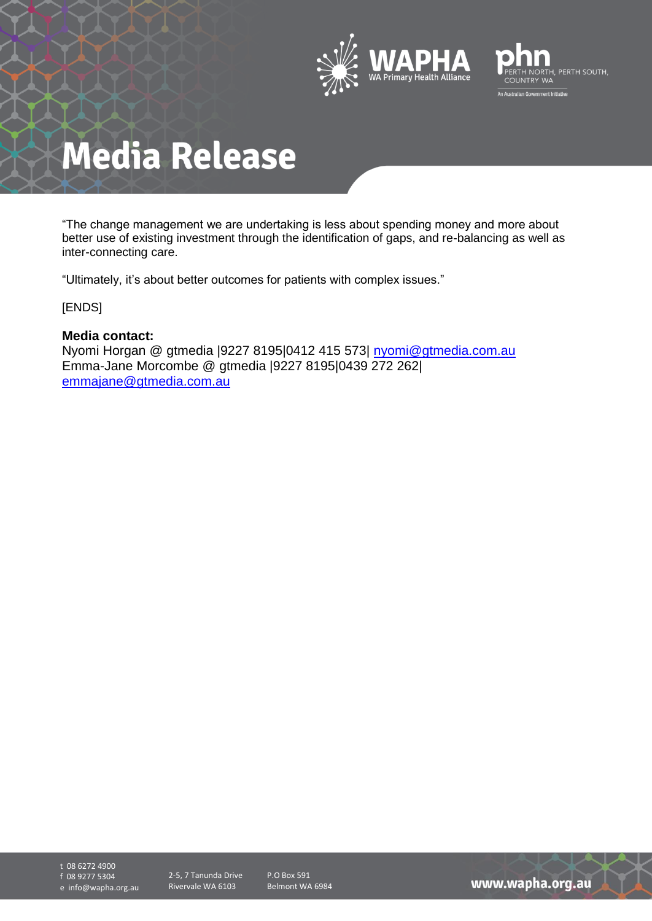# Media Release

"The change management we are undertaking is less about spending money and more about better use of existing investment through the identification of gaps, and re-balancing as well as inter-connecting care.

"Ultimately, it's about better outcomes for patients with complex issues."

[ENDS]

**Media contact:**
Nyomi Horgan @ gtmedia |9227 8195|0412 415 573| nyomi@gtmedia.com.au
Emma-Jane Morcombe @ gtmedia |9227 8195|0439 272 262| emmajane@gtmedia.com.au